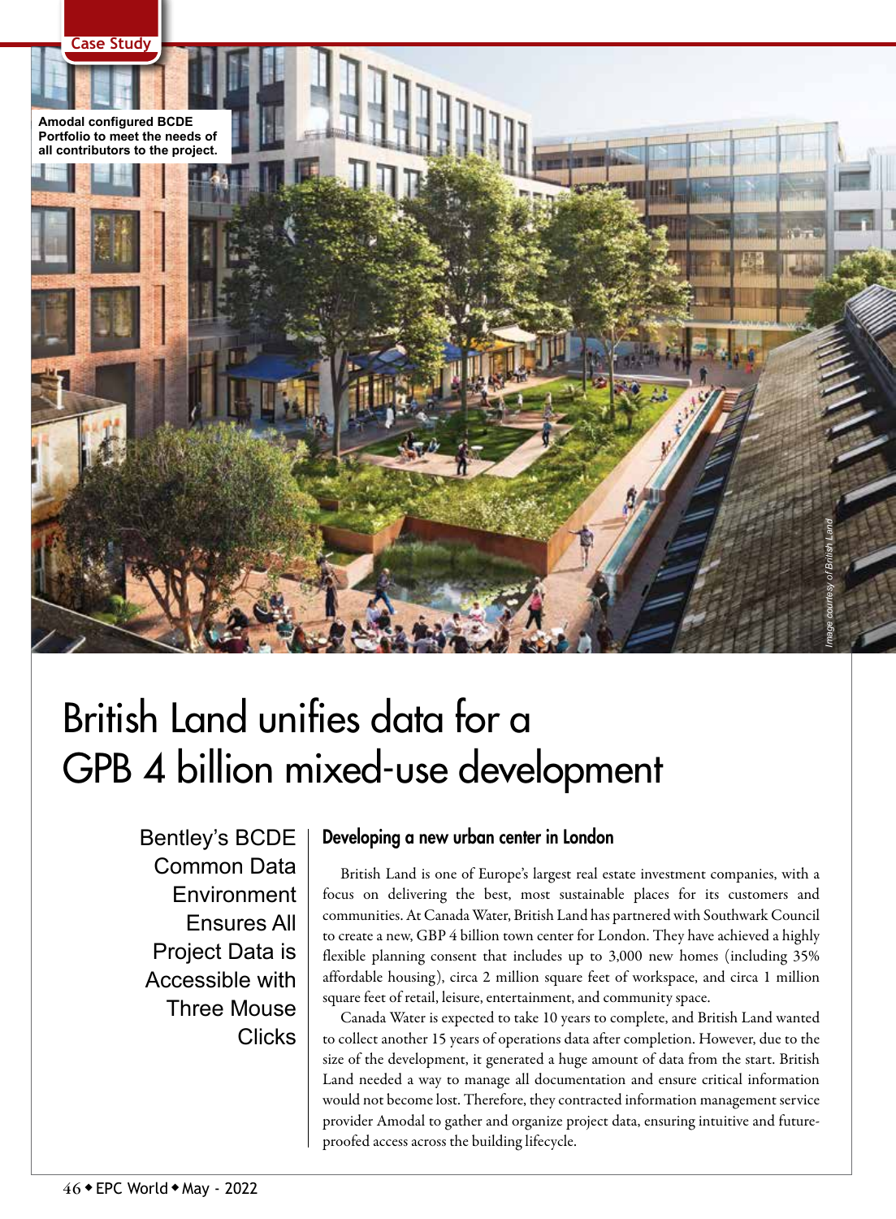Case Study

Amodal configured BCDE Portfolio to meet the needs of all contributors to the project.

*Image courtesy of British Land*

# British Land unifies data for a GPB 4 billion mixed-use development

Bentley's BCDE Common Data Environment Ensures All Project Data is Accessible with Three Mouse Clicks

## Developing a new urban center in London

British Land is one of Europe's largest real estate investment companies, with a focus on delivering the best, most sustainable places for its customers and communities. At Canada Water, British Land has partnered with Southwark Council to create a new, GBP 4 billion town center for London. They have achieved a highly flexible planning consent that includes up to 3,000 new homes (including 35% affordable housing), circa 2 million square feet of workspace, and circa 1 million square feet of retail, leisure, entertainment, and community space.

Canada Water is expected to take 10 years to complete, and British Land wanted to collect another 15 years of operations data after completion. However, due to the size of the development, it generated a huge amount of data from the start. British Land needed a way to manage all documentation and ensure critical information would not become lost. Therefore, they contracted information management service provider Amodal to gather and organize project data, ensuring intuitive and future-proofed access across the building lifecycle.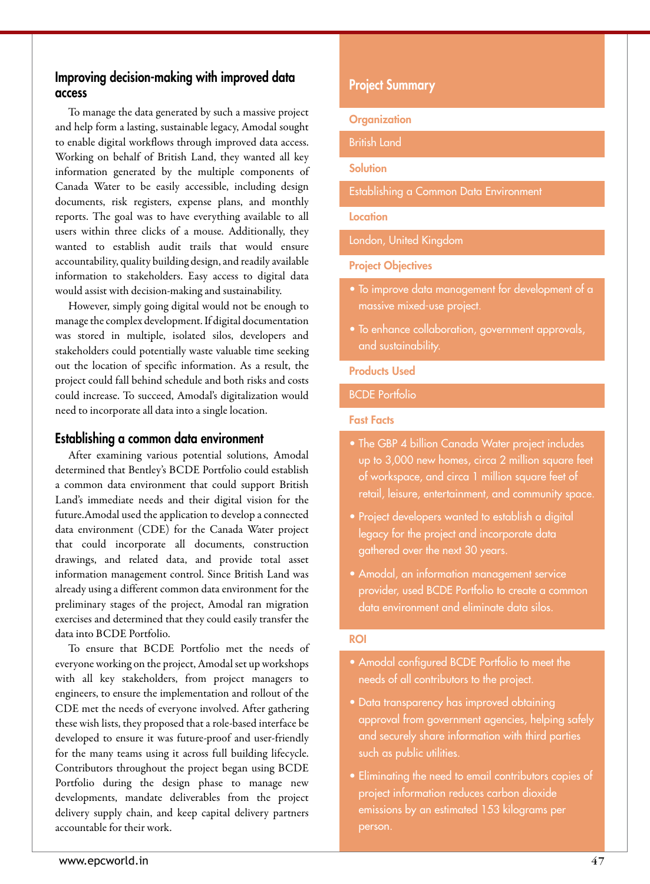## Improving decision-making with improved data access

To manage the data generated by such a massive project and help form a lasting, sustainable legacy, Amodal sought to enable digital workflows through improved data access. Working on behalf of British Land, they wanted all key information generated by the multiple components of Canada Water to be easily accessible, including design documents, risk registers, expense plans, and monthly reports. The goal was to have everything available to all users within three clicks of a mouse. Additionally, they wanted to establish audit trails that would ensure accountability, quality building design, and readily available information to stakeholders. Easy access to digital data would assist with decision-making and sustainability.

However, simply going digital would not be enough to manage the complex development. If digital documentation was stored in multiple, isolated silos, developers and stakeholders could potentially waste valuable time seeking out the location of specific information. As a result, the project could fall behind schedule and both risks and costs could increase. To succeed, Amodal's digitalization would need to incorporate all data into a single location.

## Establishing a common data environment

After examining various potential solutions, Amodal determined that Bentley's BCDE Portfolio could establish a common data environment that could support British Land's immediate needs and their digital vision for the future.Amodal used the application to develop a connected data environment (CDE) for the Canada Water project that could incorporate all documents, construction drawings, and related data, and provide total asset information management control. Since British Land was already using a different common data environment for the preliminary stages of the project, Amodal ran migration exercises and determined that they could easily transfer the data into BCDE Portfolio.

To ensure that BCDE Portfolio met the needs of everyone working on the project, Amodal set up workshops with all key stakeholders, from project managers to engineers, to ensure the implementation and rollout of the CDE met the needs of everyone involved. After gathering these wish lists, they proposed that a role-based interface be developed to ensure it was future-proof and user-friendly for the many teams using it across full building lifecycle. Contributors throughout the project began using BCDE Portfolio during the design phase to manage new developments, mandate deliverables from the project delivery supply chain, and keep capital delivery partners accountable for their work.

## Project Summary

### Organization

British Land

### Solution

Establishing a Common Data Environment

### Location

London, United Kingdom

### Project Objectives

- To improve data management for development of a massive mixed-use project.
- To enhance collaboration, government approvals, and sustainability.

### Products Used

BCDE Portfolio

### Fast Facts

- The GBP 4 billion Canada Water project includes up to 3,000 new homes, circa 2 million square feet of workspace, and circa 1 million square feet of retail, leisure, entertainment, and community space.
- Project developers wanted to establish a digital legacy for the project and incorporate data gathered over the next 30 years.
- Amodal, an information management service provider, used BCDE Portfolio to create a common data environment and eliminate data silos.

### ROI

- Amodal configured BCDE Portfolio to meet the needs of all contributors to the project.
- Data transparency has improved obtaining approval from government agencies, helping safely and securely share information with third parties such as public utilities.
- Eliminating the need to email contributors copies of project information reduces carbon dioxide emissions by an estimated 153 kilograms per person.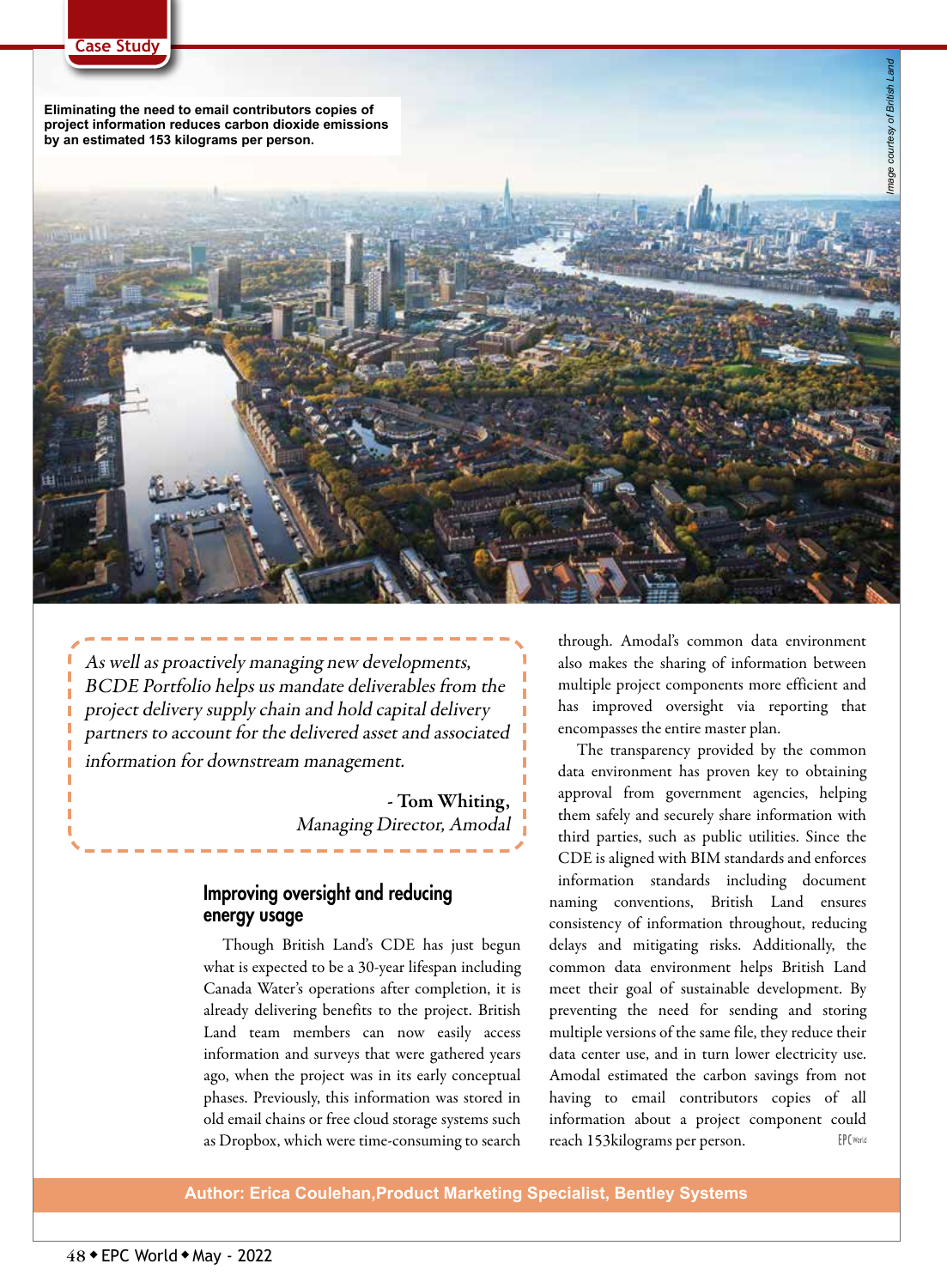Eliminating the need to email contributors copies of project information reduces carbon dioxide emissions by an estimated 153 kilograms per person.

*Image courtesy of British Land*

> *As well as proactively managing new developments, BCDE Portfolio helps us mandate deliverables from the project delivery supply chain and hold capital delivery partners to account for the delivered asset and associated information for downstream management.*
>
> **- Tom Whiting,** *Managing Director, Amodal*

## Improving oversight and reducing energy usage

Though British Land's CDE has just begun what is expected to be a 30-year lifespan including Canada Water's operations after completion, it is already delivering benefits to the project. British Land team members can now easily access information and surveys that were gathered years ago, when the project was in its early conceptual phases. Previously, this information was stored in old email chains or free cloud storage systems such as Dropbox, which were time-consuming to search through. Amodal's common data environment also makes the sharing of information between multiple project components more efficient and has improved oversight via reporting that encompasses the entire master plan.

The transparency provided by the common data environment has proven key to obtaining approval from government agencies, helping them safely and securely share information with third parties, such as public utilities. Since the CDE is aligned with BIM standards and enforces information standards including document naming conventions, British Land ensures consistency of information throughout, reducing delays and mitigating risks. Additionally, the common data environment helps British Land meet their goal of sustainable development. By preventing the need for sending and storing multiple versions of the same file, they reduce their data center use, and in turn lower electricity use. Amodal estimated the carbon savings from not having to email contributors copies of all information about a project component could reach 153kilograms per person.

**Author: Erica Coulehan,Product Marketing Specialist, Bentley Systems**